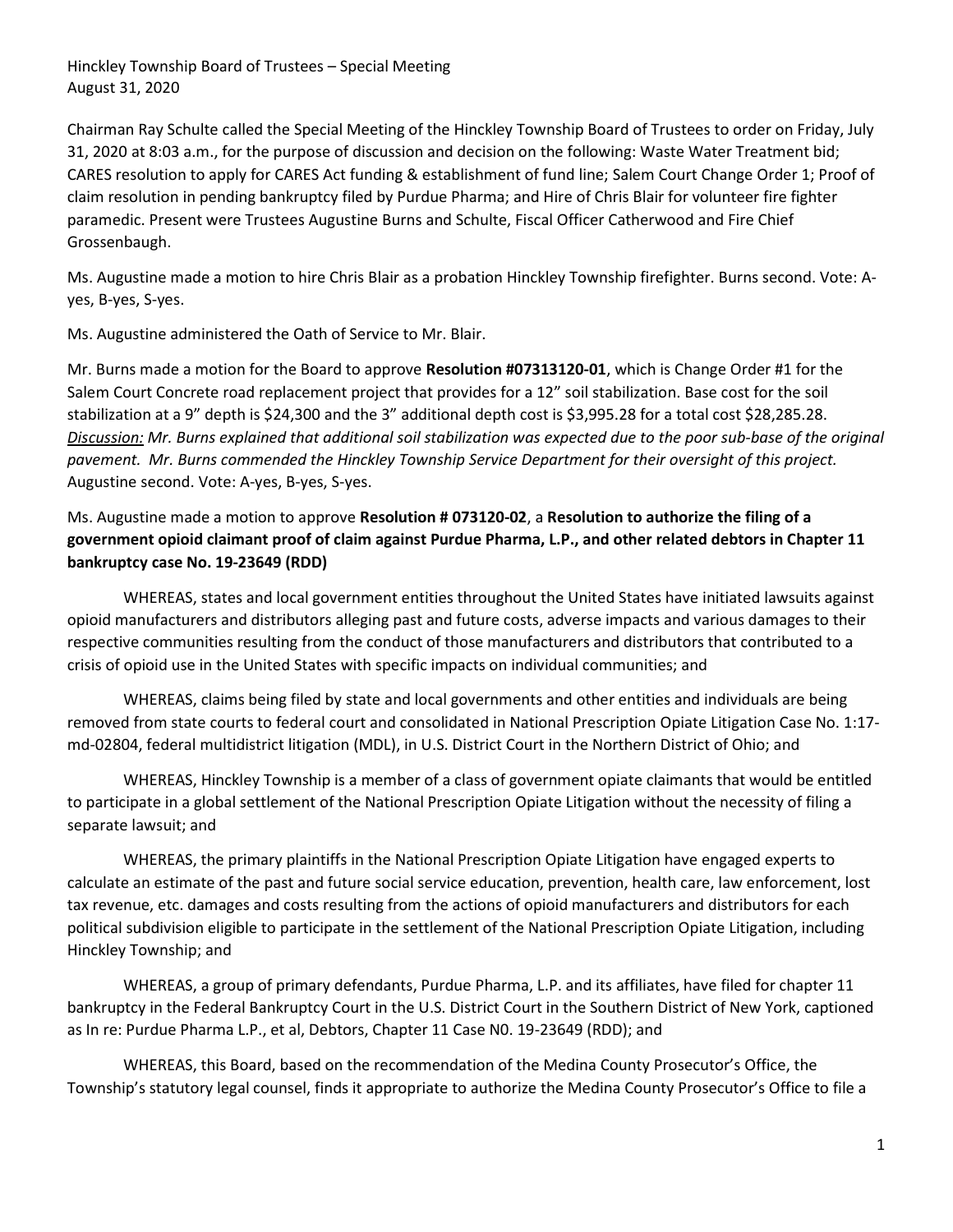Hinckley Township Board of Trustees – Special Meeting
August 31, 2020

Chairman Ray Schulte called the Special Meeting of the Hinckley Township Board of Trustees to order on Friday, July 31, 2020 at 8:03 a.m., for the purpose of discussion and decision on the following: Waste Water Treatment bid; CARES resolution to apply for CARES Act funding & establishment of fund line; Salem Court Change Order 1; Proof of claim resolution in pending bankruptcy filed by Purdue Pharma; and Hire of Chris Blair for volunteer fire fighter paramedic. Present were Trustees Augustine Burns and Schulte, Fiscal Officer Catherwood and Fire Chief Grossenbaugh.

Ms. Augustine made a motion to hire Chris Blair as a probation Hinckley Township firefighter. Burns second. Vote: A-yes, B-yes, S-yes.

Ms. Augustine administered the Oath of Service to Mr. Blair.

Mr. Burns made a motion for the Board to approve **Resolution #07313120-01**, which is Change Order #1 for the Salem Court Concrete road replacement project that provides for a 12" soil stabilization. Base cost for the soil stabilization at a 9" depth is $24,300 and the 3" additional depth cost is $3,995.28 for a total cost $28,285.28. *Discussion: Mr. Burns explained that additional soil stabilization was expected due to the poor sub-base of the original pavement. Mr. Burns commended the Hinckley Township Service Department for their oversight of this project.* Augustine second. Vote: A-yes, B-yes, S-yes.

Ms. Augustine made a motion to approve **Resolution # 073120-02**, a **Resolution to authorize the filing of a government opioid claimant proof of claim against Purdue Pharma, L.P., and other related debtors in Chapter 11 bankruptcy case No. 19-23649 (RDD)**

WHEREAS, states and local government entities throughout the United States have initiated lawsuits against opioid manufacturers and distributors alleging past and future costs, adverse impacts and various damages to their respective communities resulting from the conduct of those manufacturers and distributors that contributed to a crisis of opioid use in the United States with specific impacts on individual communities; and

WHEREAS, claims being filed by state and local governments and other entities and individuals are being removed from state courts to federal court and consolidated in National Prescription Opiate Litigation Case No. 1:17-md-02804, federal multidistrict litigation (MDL), in U.S. District Court in the Northern District of Ohio; and

WHEREAS, Hinckley Township is a member of a class of government opiate claimants that would be entitled to participate in a global settlement of the National Prescription Opiate Litigation without the necessity of filing a separate lawsuit; and

WHEREAS, the primary plaintiffs in the National Prescription Opiate Litigation have engaged experts to calculate an estimate of the past and future social service education, prevention, health care, law enforcement, lost tax revenue, etc. damages and costs resulting from the actions of opioid manufacturers and distributors for each political subdivision eligible to participate in the settlement of the National Prescription Opiate Litigation, including Hinckley Township; and

WHEREAS, a group of primary defendants, Purdue Pharma, L.P. and its affiliates, have filed for chapter 11 bankruptcy in the Federal Bankruptcy Court in the U.S. District Court in the Southern District of New York, captioned as In re: Purdue Pharma L.P., et al, Debtors, Chapter 11 Case N0. 19-23649 (RDD); and

WHEREAS, this Board, based on the recommendation of the Medina County Prosecutor's Office, the Township's statutory legal counsel, finds it appropriate to authorize the Medina County Prosecutor's Office to file a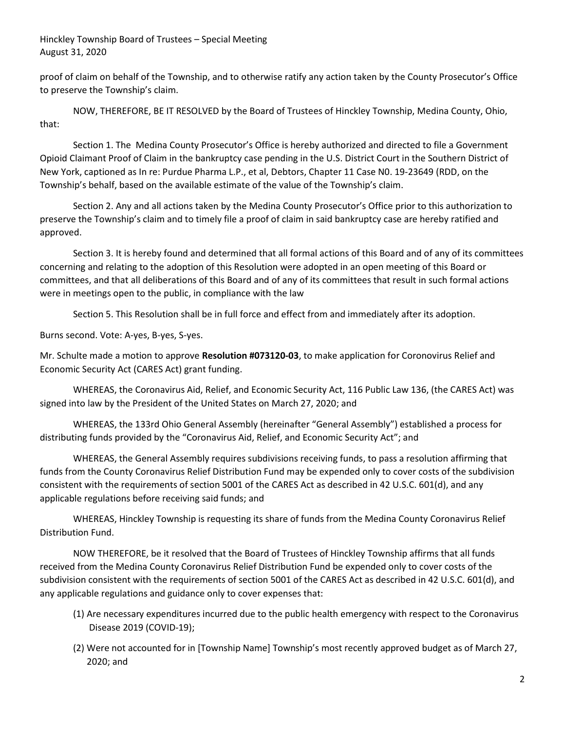proof of claim on behalf of the Township, and to otherwise ratify any action taken by the County Prosecutor's Office to preserve the Township's claim.

NOW, THEREFORE, BE IT RESOLVED by the Board of Trustees of Hinckley Township, Medina County, Ohio, that:

Section 1. The Medina County Prosecutor's Office is hereby authorized and directed to file a Government Opioid Claimant Proof of Claim in the bankruptcy case pending in the U.S. District Court in the Southern District of New York, captioned as In re: Purdue Pharma L.P., et al, Debtors, Chapter 11 Case N0. 19-23649 (RDD, on the Township's behalf, based on the available estimate of the value of the Township's claim.

Section 2. Any and all actions taken by the Medina County Prosecutor's Office prior to this authorization to preserve the Township's claim and to timely file a proof of claim in said bankruptcy case are hereby ratified and approved.

Section 3. It is hereby found and determined that all formal actions of this Board and of any of its committees concerning and relating to the adoption of this Resolution were adopted in an open meeting of this Board or committees, and that all deliberations of this Board and of any of its committees that result in such formal actions were in meetings open to the public, in compliance with the law

Section 5. This Resolution shall be in full force and effect from and immediately after its adoption.

Burns second. Vote: A-yes, B-yes, S-yes.

Mr. Schulte made a motion to approve **Resolution #073120-03**, to make application for Coronovirus Relief and Economic Security Act (CARES Act) grant funding.

WHEREAS, the Coronavirus Aid, Relief, and Economic Security Act, 116 Public Law 136, (the CARES Act) was signed into law by the President of the United States on March 27, 2020; and

WHEREAS, the 133rd Ohio General Assembly (hereinafter "General Assembly") established a process for distributing funds provided by the "Coronavirus Aid, Relief, and Economic Security Act"; and

WHEREAS, the General Assembly requires subdivisions receiving funds, to pass a resolution affirming that funds from the County Coronavirus Relief Distribution Fund may be expended only to cover costs of the subdivision consistent with the requirements of section 5001 of the CARES Act as described in 42 U.S.C. 601(d), and any applicable regulations before receiving said funds; and

WHEREAS, Hinckley Township is requesting its share of funds from the Medina County Coronavirus Relief Distribution Fund.

NOW THEREFORE, be it resolved that the Board of Trustees of Hinckley Township affirms that all funds received from the Medina County Coronavirus Relief Distribution Fund be expended only to cover costs of the subdivision consistent with the requirements of section 5001 of the CARES Act as described in 42 U.S.C. 601(d), and any applicable regulations and guidance only to cover expenses that:

(1) Are necessary expenditures incurred due to the public health emergency with respect to the Coronavirus Disease 2019 (COVID-19);

(2) Were not accounted for in [Township Name] Township's most recently approved budget as of March 27, 2020; and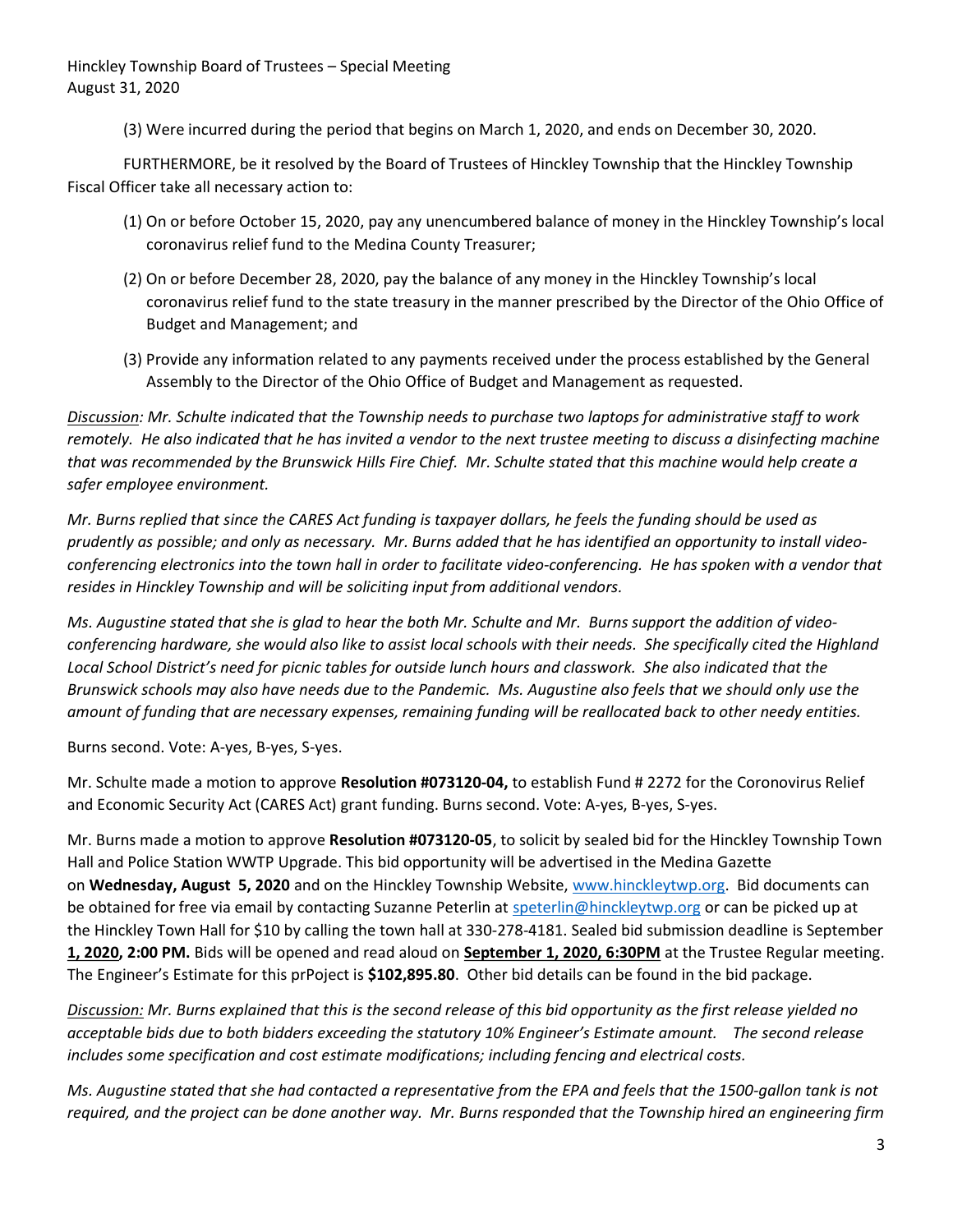(3) Were incurred during the period that begins on March 1, 2020, and ends on December 30, 2020.

FURTHERMORE, be it resolved by the Board of Trustees of Hinckley Township that the Hinckley Township Fiscal Officer take all necessary action to:

(1) On or before October 15, 2020, pay any unencumbered balance of money in the Hinckley Township's local coronavirus relief fund to the Medina County Treasurer;

(2) On or before December 28, 2020, pay the balance of any money in the Hinckley Township's local coronavirus relief fund to the state treasury in the manner prescribed by the Director of the Ohio Office of Budget and Management; and

(3) Provide any information related to any payments received under the process established by the General Assembly to the Director of the Ohio Office of Budget and Management as requested.

*__Discussion__: Mr. Schulte indicated that the Township needs to purchase two laptops for administrative staff to work remotely. He also indicated that he has invited a vendor to the next trustee meeting to discuss a disinfecting machine that was recommended by the Brunswick Hills Fire Chief. Mr. Schulte stated that this machine would help create a safer employee environment.*

*Mr. Burns replied that since the CARES Act funding is taxpayer dollars, he feels the funding should be used as prudently as possible; and only as necessary. Mr. Burns added that he has identified an opportunity to install video-conferencing electronics into the town hall in order to facilitate video-conferencing. He has spoken with a vendor that resides in Hinckley Township and will be soliciting input from additional vendors.*

*Ms. Augustine stated that she is glad to hear the both Mr. Schulte and Mr. Burns support the addition of video-conferencing hardware, she would also like to assist local schools with their needs. She specifically cited the Highland Local School District's need for picnic tables for outside lunch hours and classwork. She also indicated that the Brunswick schools may also have needs due to the Pandemic. Ms. Augustine also feels that we should only use the amount of funding that are necessary expenses, remaining funding will be reallocated back to other needy entities.*

Burns second. Vote: A-yes, B-yes, S-yes.

Mr. Schulte made a motion to approve **Resolution #073120-04,** to establish Fund # 2272 for the Coronovirus Relief and Economic Security Act (CARES Act) grant funding. Burns second. Vote: A-yes, B-yes, S-yes.

Mr. Burns made a motion to approve **Resolution #073120-05**, to solicit by sealed bid for the Hinckley Township Town Hall and Police Station WWTP Upgrade. This bid opportunity will be advertised in the Medina Gazette on **Wednesday, August 5, 2020** and on the Hinckley Township Website, [www.hinckleytwp.org](www.hinckleytwp.org). Bid documents can be obtained for free via email by contacting Suzanne Peterlin at [speterlin@hinckleytwp.org](mailto:speterlin@hinckleytwp.org) or can be picked up at the Hinckley Town Hall for $10 by calling the town hall at 330-278-4181. Sealed bid submission deadline is September **__1, 2020__, 2:00 PM.** Bids will be opened and read aloud on **__September 1, 2020, 6:30PM__** at the Trustee Regular meeting. The Engineer's Estimate for this prPoject is **$102,895.80**. Other bid details can be found in the bid package.

*__Discussion:__ Mr. Burns explained that this is the second release of this bid opportunity as the first release yielded no acceptable bids due to both bidders exceeding the statutory 10% Engineer's Estimate amount. The second release includes some specification and cost estimate modifications; including fencing and electrical costs.*

*Ms. Augustine stated that she had contacted a representative from the EPA and feels that the 1500-gallon tank is not required, and the project can be done another way. Mr. Burns responded that the Township hired an engineering firm*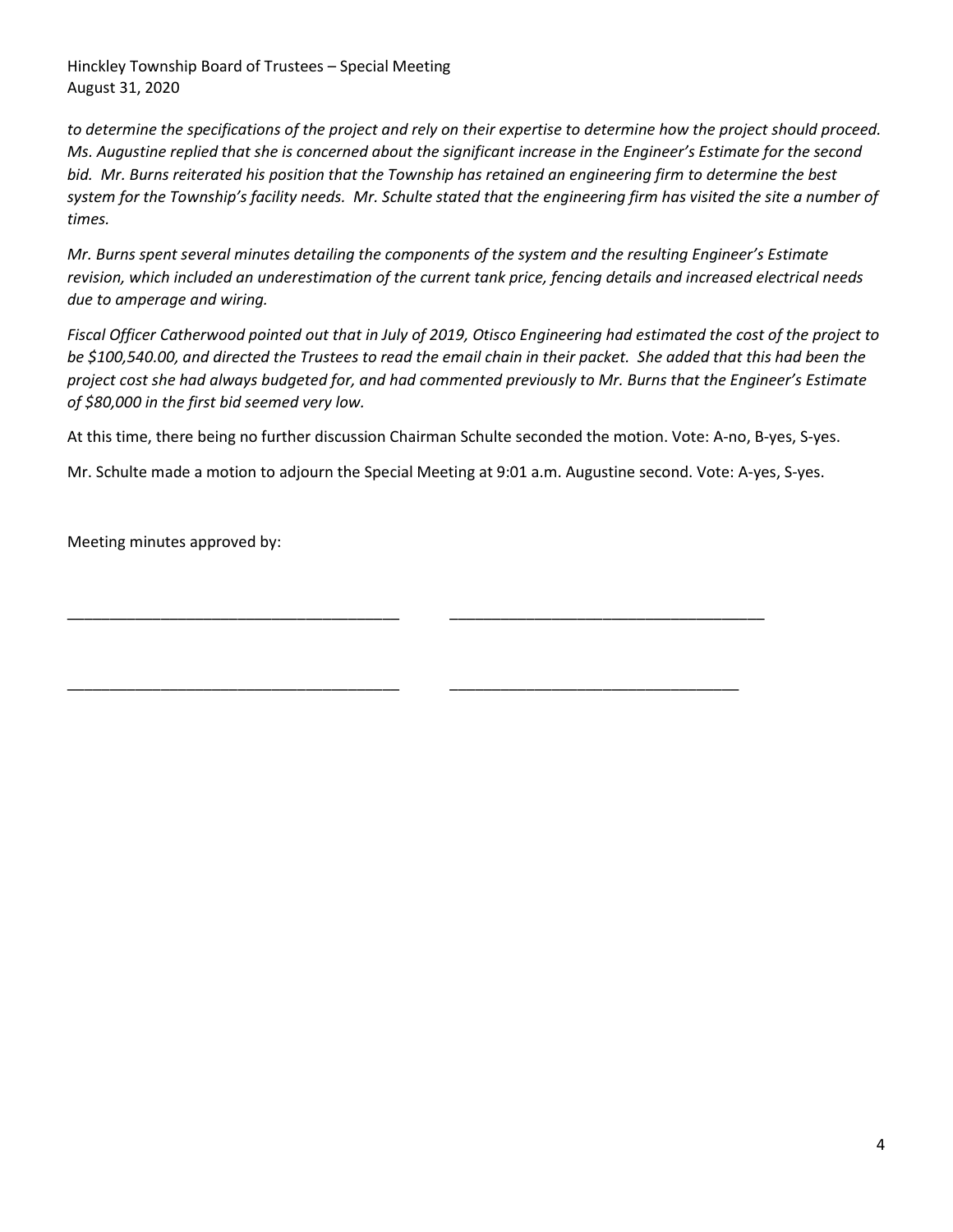*to determine the specifications of the project and rely on their expertise to determine how the project should proceed. Ms. Augustine replied that she is concerned about the significant increase in the Engineer's Estimate for the second bid. Mr. Burns reiterated his position that the Township has retained an engineering firm to determine the best system for the Township's facility needs. Mr. Schulte stated that the engineering firm has visited the site a number of times.*

*Mr. Burns spent several minutes detailing the components of the system and the resulting Engineer's Estimate revision, which included an underestimation of the current tank price, fencing details and increased electrical needs due to amperage and wiring.*

*Fiscal Officer Catherwood pointed out that in July of 2019, Otisco Engineering had estimated the cost of the project to be $100,540.00, and directed the Trustees to read the email chain in their packet. She added that this had been the project cost she had always budgeted for, and had commented previously to Mr. Burns that the Engineer's Estimate of $80,000 in the first bid seemed very low.*

At this time, there being no further discussion Chairman Schulte seconded the motion. Vote: A-no, B-yes, S-yes.

Mr. Schulte made a motion to adjourn the Special Meeting at 9:01 a.m. Augustine second. Vote: A-yes, S-yes.

Meeting minutes approved by:

_______________________________________ _____________________________________

_______________________________________ __________________________________